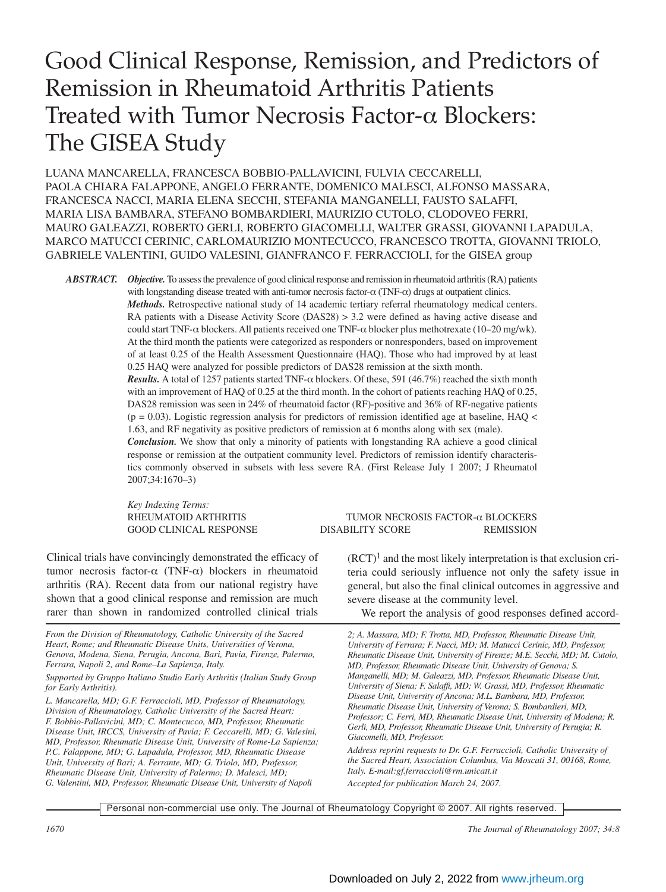# Good Clinical Response, Remission, and Predictors of Remission in Rheumatoid Arthritis Patients Treated with Tumor Necrosis Factor-α Blockers: The GISEA Study

LUANA MANCARELLA, FRANCESCA BOBBIO-PALLAVICINI, FULVIA CECCARELLI, PAOLA CHIARA FALAPPONE, ANGELO FERRANTE, DOMENICO MALESCI, ALFONSO MASSARA, FRANCESCA NACCI, MARIA ELENA SECCHI, STEFANIA MANGANELLI, FAUSTO SALAFFI, MARIA LISA BAMBARA, STEFANO BOMBARDIERI, MAURIZIO CUTOLO, CLODOVEO FERRI, MAURO GALEAZZI, ROBERTO GERLI, ROBERTO GIACOMELLI, WALTER GRASSI, GIOVANNI LAPADULA, MARCO MATUCCI CERINIC, CARLOMAURIZIO MONTECUCCO, FRANCESCO TROTTA, GIOVANNI TRIOLO, GABRIELE VALENTINI, GUIDO VALESINI, GIANFRANCO F. FERRACCIOLI, for the GISEA group

**ABSTRACT.** ***Objective.*** To assess the prevalence of good clinical response and remission in rheumatoid arthritis (RA) patients with longstanding disease treated with anti-tumor necrosis factor-α (TNF-α) drugs at outpatient clinics.

***Methods.*** Retrospective national study of 14 academic tertiary referral rheumatology medical centers. RA patients with a Disease Activity Score (DAS28) > 3.2 were defined as having active disease and could start TNF-α blockers. All patients received one TNF-α blocker plus methotrexate (10–20 mg/wk). At the third month the patients were categorized as responders or nonresponders, based on improvement of at least 0.25 of the Health Assessment Questionnaire (HAQ). Those who had improved by at least 0.25 HAQ were analyzed for possible predictors of DAS28 remission at the sixth month.

***Results.*** A total of 1257 patients started TNF-α blockers. Of these, 591 (46.7%) reached the sixth month with an improvement of HAQ of 0.25 at the third month. In the cohort of patients reaching HAQ of 0.25, DAS28 remission was seen in 24% of rheumatoid factor (RF)-positive and 36% of RF-negative patients ($p = 0.03$). Logistic regression analysis for predictors of remission identified age at baseline, HAQ < 1.63, and RF negativity as positive predictors of remission at 6 months along with sex (male).

***Conclusion.*** We show that only a minority of patients with longstanding RA achieve a good clinical response or remission at the outpatient community level. Predictors of remission identify characteristics commonly observed in subsets with less severe RA. (First Release July 1 2007; J Rheumatol 2007;34:1670–3)

*Key Indexing Terms:*
RHEUMATOID ARTHRITIS — TUMOR NECROSIS FACTOR-α BLOCKERS — GOOD CLINICAL RESPONSE — DISABILITY SCORE — REMISSION

Clinical trials have convincingly demonstrated the efficacy of tumor necrosis factor-α (TNF-α) blockers in rheumatoid arthritis (RA). Recent data from our national registry have shown that a good clinical response and remission are much rarer than shown in randomized controlled clinical trials (RCT)[1] and the most likely interpretation is that exclusion criteria could seriously influence not only the safety issue in general, but also the final clinical outcomes in aggressive and severe disease at the community level.

We report the analysis of good responses defined accord-

*From the Division of Rheumatology, Catholic University of the Sacred Heart, Rome; and Rheumatic Disease Units, Universities of Verona, Genova, Modena, Siena, Perugia, Ancona, Bari, Pavia, Firenze, Palermo, Ferrara, Napoli 2, and Rome–La Sapienza, Italy.*

*Supported by Gruppo Italiano Studio Early Arthritis (Italian Study Group for Early Arthritis).*

*L. Mancarella, MD; G.F. Ferraccioli, MD, Professor of Rheumatology, Division of Rheumatology, Catholic University of the Sacred Heart; F. Bobbio-Pallavicini, MD; C. Montecucco, MD, Professor, Rheumatic Disease Unit, IRCCS, University of Pavia; F. Ceccarelli, MD; G. Valesini, MD, Professor, Rheumatic Disease Unit, University of Rome-La Sapienza; P.C. Falappone, MD; G. Lapadula, Professor, MD, Rheumatic Disease Unit, University of Bari; A. Ferrante, MD; G. Triolo, MD, Professor, Rheumatic Disease Unit, University of Palermo; D. Malesci, MD; G. Valentini, MD, Professor, Rheumatic Disease Unit, University of Napoli 2; A. Massara, MD; F. Trotta, MD, Professor, Rheumatic Disease Unit, University of Ferrara; F. Nacci, MD; M. Matucci Cerinic, MD, Professor, Rheumatic Disease Unit, University of Firenze; M.E. Secchi, MD; M. Cutolo, MD, Professor, Rheumatic Disease Unit, University of Genova; S. Manganelli, MD; M. Galeazzi, MD, Professor, Rheumatic Disease Unit, University of Siena; F. Salaffi, MD; W. Grassi, MD, Professor, Rheumatic Disease Unit, University of Ancona; M.L. Bambara, MD, Professor, Rheumatic Disease Unit, University of Verona; S. Bombardieri, MD, Professor; C. Ferri, MD, Rheumatic Disease Unit, University of Modena; R. Gerli, MD, Professor, Rheumatic Disease Unit, University of Perugia; R. Giacomelli, MD, Professor.*

*Address reprint requests to Dr. G.F. Ferraccioli, Catholic University of the Sacred Heart, Association Columbus, Via Moscati 31, 00168, Rome, Italy. E-mail:gf.ferraccioli@rm.unicatt.it*

*Accepted for publication March 24, 2007.*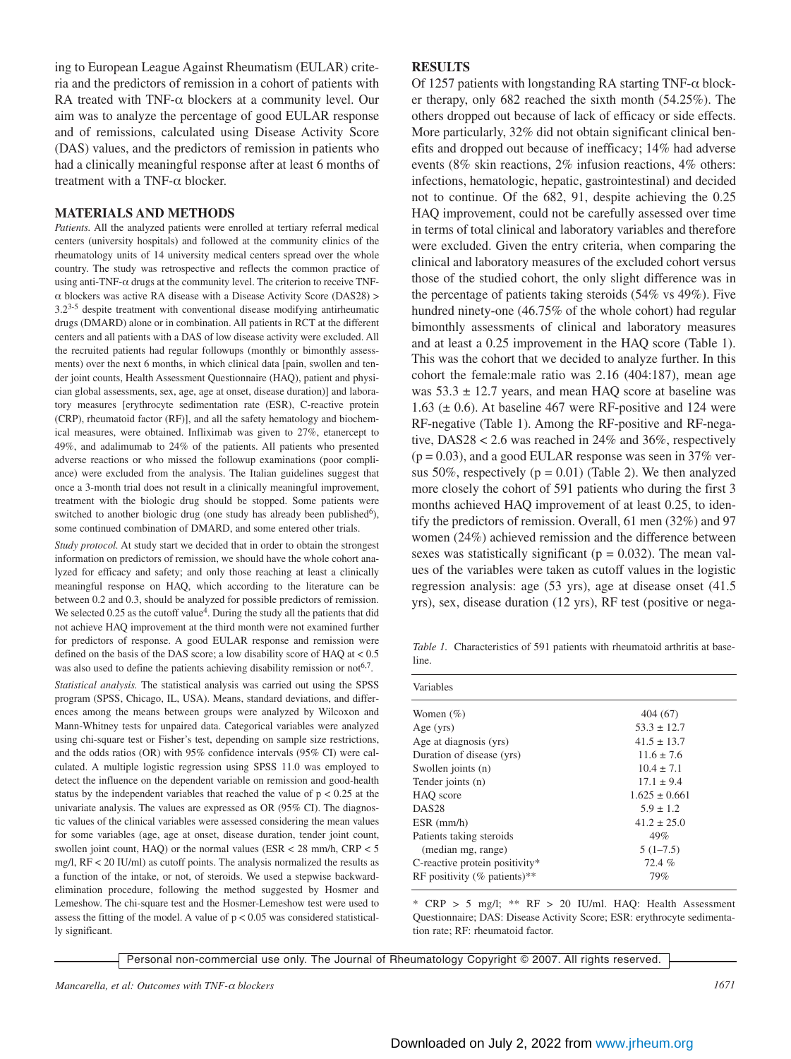ing to European League Against Rheumatism (EULAR) criteria and the predictors of remission in a cohort of patients with RA treated with TNF-α blockers at a community level. Our aim was to analyze the percentage of good EULAR response and of remissions, calculated using Disease Activity Score (DAS) values, and the predictors of remission in patients who had a clinically meaningful response after at least 6 months of treatment with a TNF-α blocker.

## MATERIALS AND METHODS

*Patients.* All the analyzed patients were enrolled at tertiary referral medical centers (university hospitals) and followed at the community clinics of the rheumatology units of 14 university medical centers spread over the whole country. The study was retrospective and reflects the common practice of using anti-TNF-α drugs at the community level. The criterion to receive TNF-α blockers was active RA disease with a Disease Activity Score (DAS28) > 3.2[3-5] despite treatment with conventional disease modifying antirheumatic drugs (DMARD) alone or in combination. All patients in RCT at the different centers and all patients with a DAS of low disease activity were excluded. All the recruited patients had regular followups (monthly or bimonthly assessments) over the next 6 months, in which clinical data [pain, swollen and tender joint counts, Health Assessment Questionnaire (HAQ), patient and physician global assessments, sex, age, age at onset, disease duration)] and laboratory measures [erythrocyte sedimentation rate (ESR), C-reactive protein (CRP), rheumatoid factor (RF)], and all the safety hematology and biochemical measures, were obtained. Infliximab was given to 27%, etanercept to 49%, and adalimumab to 24% of the patients. All patients who presented adverse reactions or who missed the followup examinations (poor compliance) were excluded from the analysis. The Italian guidelines suggest that once a 3-month trial does not result in a clinically meaningful improvement, treatment with the biologic drug should be stopped. Some patients were switched to another biologic drug (one study has already been published[6]), some continued combination of DMARD, and some entered other trials.

*Study protocol.* At study start we decided that in order to obtain the strongest information on predictors of remission, we should have the whole cohort analyzed for efficacy and safety; and only those reaching at least a clinically meaningful response on HAQ, which according to the literature can be between 0.2 and 0.3, should be analyzed for possible predictors of remission. We selected 0.25 as the cutoff value[4]. During the study all the patients that did not achieve HAQ improvement at the third month were not examined further for predictors of response. A good EULAR response and remission were defined on the basis of the DAS score; a low disability score of HAQ at < 0.5 was also used to define the patients achieving disability remission or not[6,7].

*Statistical analysis.* The statistical analysis was carried out using the SPSS program (SPSS, Chicago, IL, USA). Means, standard deviations, and differences among the means between groups were analyzed by Wilcoxon and Mann-Whitney tests for unpaired data. Categorical variables were analyzed using chi-square test or Fisher's test, depending on sample size restrictions, and the odds ratios (OR) with 95% confidence intervals (95% CI) were calculated. A multiple logistic regression using SPSS 11.0 was employed to detect the influence on the dependent variable on remission and good-health status by the independent variables that reached the value of $p < 0.25$ at the univariate analysis. The values are expressed as OR (95% CI). The diagnostic values of the clinical variables were assessed considering the mean values for some variables (age, age at onset, disease duration, tender joint count, swollen joint count, HAQ) or the normal values (ESR < 28 mm/h, CRP < 5 mg/l, RF < 20 IU/ml) as cutoff points. The analysis normalized the results as a function of the intake, or not, of steroids. We used a stepwise backward-elimination procedure, following the method suggested by Hosmer and Lemeshow. The chi-square test and the Hosmer-Lemeshow test were used to assess the fitting of the model. A value of $p < 0.05$ was considered statistically significant.

## RESULTS

Of 1257 patients with longstanding RA starting TNF-α blocker therapy, only 682 reached the sixth month (54.25%). The others dropped out because of lack of efficacy or side effects. More particularly, 32% did not obtain significant clinical benefits and dropped out because of inefficacy; 14% had adverse events (8% skin reactions, 2% infusion reactions, 4% others: infections, hematologic, hepatic, gastrointestinal) and decided not to continue. Of the 682, 91, despite achieving the 0.25 HAQ improvement, could not be carefully assessed over time in terms of total clinical and laboratory variables and therefore were excluded. Given the entry criteria, when comparing the clinical and laboratory measures of the excluded cohort versus those of the studied cohort, the only slight difference was in the percentage of patients taking steroids (54% vs 49%). Five hundred ninety-one (46.75% of the whole cohort) had regular bimonthly assessments of clinical and laboratory measures and at least a 0.25 improvement in the HAQ score (Table 1). This was the cohort that we decided to analyze further. In this cohort the female:male ratio was 2.16 (404:187), mean age was 53.3 ± 12.7 years, and mean HAQ score at baseline was 1.63 (± 0.6). At baseline 467 were RF-positive and 124 were RF-negative (Table 1). Among the RF-positive and RF-negative, DAS28 < 2.6 was reached in 24% and 36%, respectively ($p = 0.03$), and a good EULAR response was seen in 37% versus 50%, respectively ($p = 0.01$) (Table 2). We then analyzed more closely the cohort of 591 patients who during the first 3 months achieved HAQ improvement of at least 0.25, to identify the predictors of remission. Overall, 61 men (32%) and 97 women (24%) achieved remission and the difference between sexes was statistically significant ($p = 0.032$). The mean values of the variables were taken as cutoff values in the logistic regression analysis: age (53 yrs), age at disease onset (41.5 yrs), sex, disease duration (12 yrs), RF test (positive or nega-

*Table 1.* Characteristics of 591 patients with rheumatoid arthritis at baseline.

| Variables | |
|---|---|
| Women (%) | 404 (67) |
| Age (yrs) | 53.3 ± 12.7 |
| Age at diagnosis (yrs) | 41.5 ± 13.7 |
| Duration of disease (yrs) | 11.6 ± 7.6 |
| Swollen joints (n) | 10.4 ± 7.1 |
| Tender joints (n) | 17.1 ± 9.4 |
| HAQ score | 1.625 ± 0.661 |
| DAS28 | 5.9 ± 1.2 |
| ESR (mm/h) | 41.2 ± 25.0 |
| Patients taking steroids | 49% |
| (median mg, range) | 5 (1–7.5) |
| C-reactive protein positivity* | 72.4 % |
| RF positivity (% patients)** | 79% |

\* CRP > 5 mg/l; ** RF > 20 IU/ml. HAQ: Health Assessment Questionnaire; DAS: Disease Activity Score; ESR: erythrocyte sedimentation rate; RF: rheumatoid factor.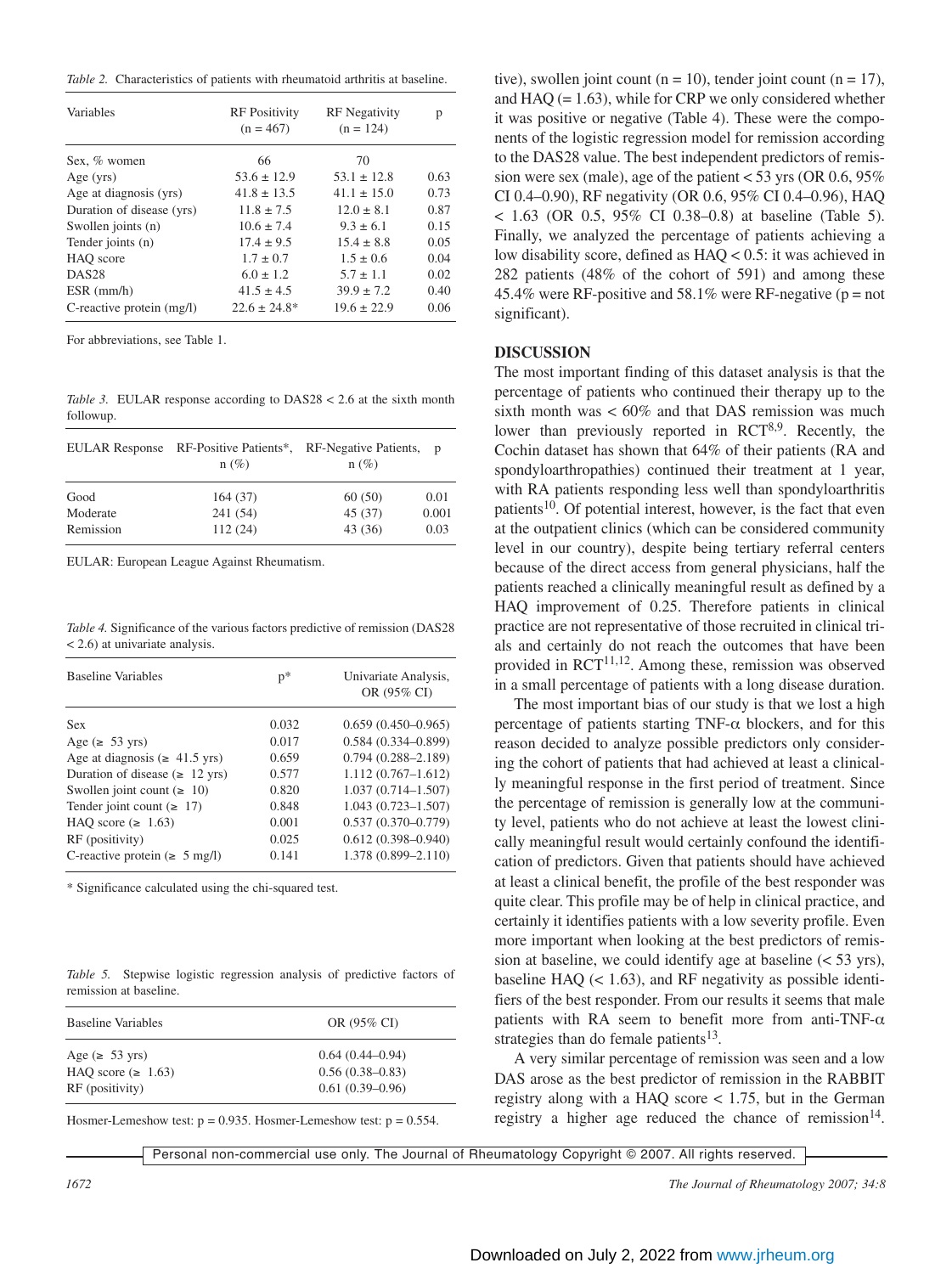*Table 2.* Characteristics of patients with rheumatoid arthritis at baseline.

| Variables | RF Positivity (n = 467) | RF Negativity (n = 124) | p |
|---|---|---|---|
| Sex, % women | 66 | 70 | |
| Age (yrs) | 53.6 ± 12.9 | 53.1 ± 12.8 | 0.63 |
| Age at diagnosis (yrs) | 41.8 ± 13.5 | 41.1 ± 15.0 | 0.73 |
| Duration of disease (yrs) | 11.8 ± 7.5 | 12.0 ± 8.1 | 0.87 |
| Swollen joints (n) | 10.6 ± 7.4 | 9.3 ± 6.1 | 0.15 |
| Tender joints (n) | 17.4 ± 9.5 | 15.4 ± 8.8 | 0.05 |
| HAQ score | 1.7 ± 0.7 | 1.5 ± 0.6 | 0.04 |
| DAS28 | 6.0 ± 1.2 | 5.7 ± 1.1 | 0.02 |
| ESR (mm/h) | 41.5 ± 4.5 | 39.9 ± 7.2 | 0.40 |
| C-reactive protein (mg/l) | 22.6 ± 24.8* | 19.6 ± 22.9 | 0.06 |

For abbreviations, see Table 1.

*Table 3.* EULAR response according to DAS28 < 2.6 at the sixth month followup.

| EULAR Response | RF-Positive Patients*, n (%) | RF-Negative Patients, n (%) | p |
|---|---|---|---|
| Good | 164 (37) | 60 (50) | 0.01 |
| Moderate | 241 (54) | 45 (37) | 0.001 |
| Remission | 112 (24) | 43 (36) | 0.03 |

EULAR: European League Against Rheumatism.

*Table 4.* Significance of the various factors predictive of remission (DAS28 < 2.6) at univariate analysis.

| Baseline Variables | p* | Univariate Analysis, OR (95% CI) |
|---|---|---|
| Sex | 0.032 | 0.659 (0.450–0.965) |
| Age (≥ 53 yrs) | 0.017 | 0.584 (0.334–0.899) |
| Age at diagnosis (≥ 41.5 yrs) | 0.659 | 0.794 (0.288–2.189) |
| Duration of disease (≥ 12 yrs) | 0.577 | 1.112 (0.767–1.612) |
| Swollen joint count (≥ 10) | 0.820 | 1.037 (0.714–1.507) |
| Tender joint count (≥ 17) | 0.848 | 1.043 (0.723–1.507) |
| HAQ score (≥ 1.63) | 0.001 | 0.537 (0.370–0.779) |
| RF (positivity) | 0.025 | 0.612 (0.398–0.940) |
| C-reactive protein (≥ 5 mg/l) | 0.141 | 1.378 (0.899–2.110) |

\* Significance calculated using the chi-squared test.

*Table 5.* Stepwise logistic regression analysis of predictive factors of remission at baseline.

| Baseline Variables | OR (95% CI) |
|---|---|
| Age (≥ 53 yrs) | 0.64 (0.44–0.94) |
| HAQ score (≥ 1.63) | 0.56 (0.38–0.83) |
| RF (positivity) | 0.61 (0.39–0.96) |

Hosmer-Lemeshow test: p = 0.935. Hosmer-Lemeshow test: p = 0.554.

tive), swollen joint count (n = 10), tender joint count (n = 17), and HAQ (= 1.63), while for CRP we only considered whether it was positive or negative (Table 4). These were the components of the logistic regression model for remission according to the DAS28 value. The best independent predictors of remission were sex (male), age of the patient < 53 yrs (OR 0.6, 95% CI 0.4–0.90), RF negativity (OR 0.6, 95% CI 0.4–0.96), HAQ < 1.63 (OR 0.5, 95% CI 0.38–0.8) at baseline (Table 5). Finally, we analyzed the percentage of patients achieving a low disability score, defined as HAQ < 0.5: it was achieved in 282 patients (48% of the cohort of 591) and among these 45.4% were RF-positive and 58.1% were RF-negative (p = not significant).

## DISCUSSION

The most important finding of this dataset analysis is that the percentage of patients who continued their therapy up to the sixth month was < 60% and that DAS remission was much lower than previously reported in RCT[8,9]. Recently, the Cochin dataset has shown that 64% of their patients (RA and spondyloarthropathies) continued their treatment at 1 year, with RA patients responding less well than spondyloarthritis patients[10]. Of potential interest, however, is the fact that even at the outpatient clinics (which can be considered community level in our country), despite being tertiary referral centers because of the direct access from general physicians, half the patients reached a clinically meaningful result as defined by a HAQ improvement of 0.25. Therefore patients in clinical practice are not representative of those recruited in clinical trials and certainly do not reach the outcomes that have been provided in RCT[11,12]. Among these, remission was observed in a small percentage of patients with a long disease duration.

The most important bias of our study is that we lost a high percentage of patients starting TNF-α blockers, and for this reason decided to analyze possible predictors only considering the cohort of patients that had achieved at least a clinically meaningful response in the first period of treatment. Since the percentage of remission is generally low at the community level, patients who do not achieve at least the lowest clinically meaningful result would certainly confound the identification of predictors. Given that patients should have achieved at least a clinical benefit, the profile of the best responder was quite clear. This profile may be of help in clinical practice, and certainly it identifies patients with a low severity profile. Even more important when looking at the best predictors of remission at baseline, we could identify age at baseline (< 53 yrs), baseline HAQ (< 1.63), and RF negativity as possible identifiers of the best responder. From our results it seems that male patients with RA seem to benefit more from anti-TNF-α strategies than do female patients[13].

A very similar percentage of remission was seen and a low DAS arose as the best predictor of remission in the RABBIT registry along with a HAQ score < 1.75, but in the German registry a higher age reduced the chance of remission[14].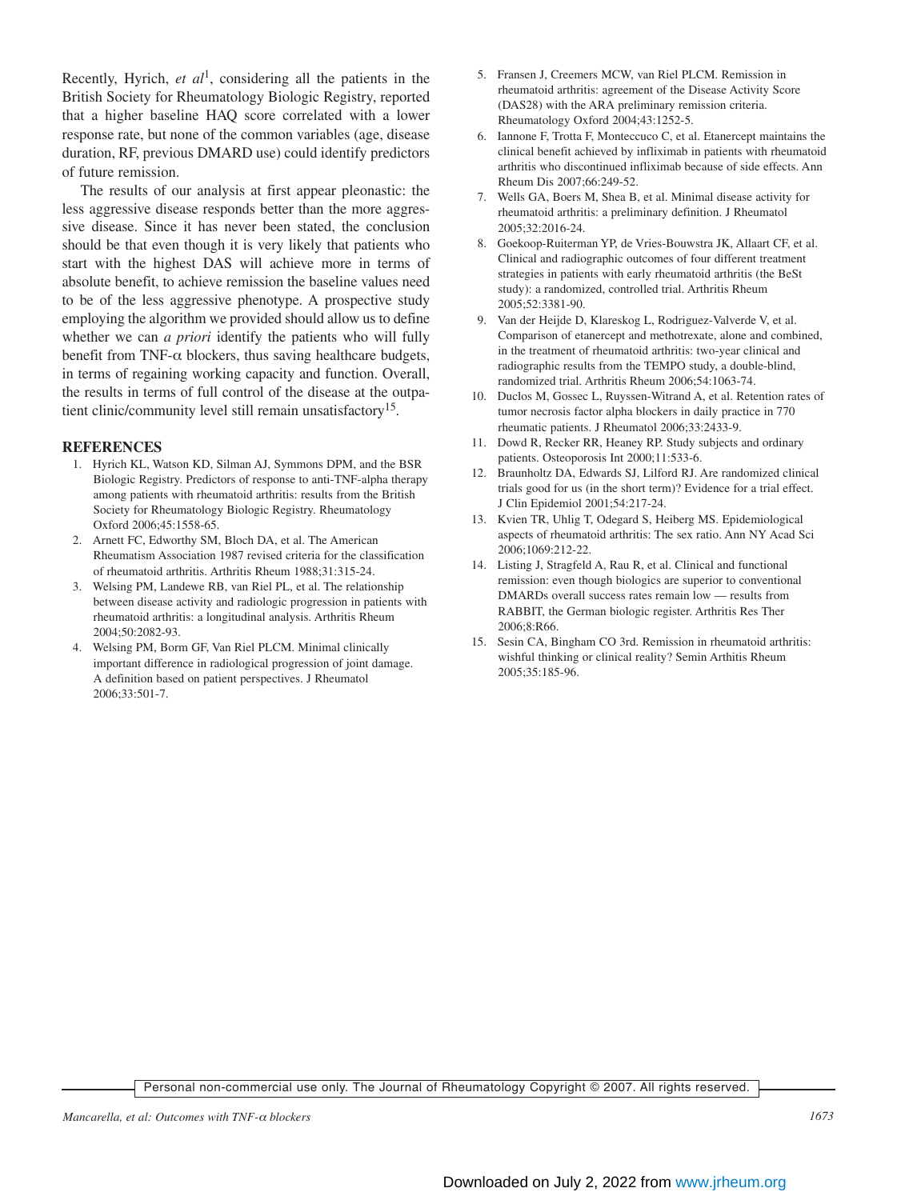Recently, Hyrich, *et al*[1], considering all the patients in the British Society for Rheumatology Biologic Registry, reported that a higher baseline HAQ score correlated with a lower response rate, but none of the common variables (age, disease duration, RF, previous DMARD use) could identify predictors of future remission.

The results of our analysis at first appear pleonastic: the less aggressive disease responds better than the more aggressive disease. Since it has never been stated, the conclusion should be that even though it is very likely that patients who start with the highest DAS will achieve more in terms of absolute benefit, to achieve remission the baseline values need to be of the less aggressive phenotype. A prospective study employing the algorithm we provided should allow us to define whether we can *a priori* identify the patients who will fully benefit from TNF-α blockers, thus saving healthcare budgets, in terms of regaining working capacity and function. Overall, the results in terms of full control of the disease at the outpatient clinic/community level still remain unsatisfactory[15].

## REFERENCES

1. Hyrich KL, Watson KD, Silman AJ, Symmons DPM, and the BSR Biologic Registry. Predictors of response to anti-TNF-alpha therapy among patients with rheumatoid arthritis: results from the British Society for Rheumatology Biologic Registry. Rheumatology Oxford 2006;45:1558-65.
2. Arnett FC, Edworthy SM, Bloch DA, et al. The American Rheumatism Association 1987 revised criteria for the classification of rheumatoid arthritis. Arthritis Rheum 1988;31:315-24.
3. Welsing PM, Landewe RB, van Riel PL, et al. The relationship between disease activity and radiologic progression in patients with rheumatoid arthritis: a longitudinal analysis. Arthritis Rheum 2004;50:2082-93.
4. Welsing PM, Borm GF, Van Riel PLCM. Minimal clinically important difference in radiological progression of joint damage. A definition based on patient perspectives. J Rheumatol 2006;33:501-7.
5. Fransen J, Creemers MCW, van Riel PLCM. Remission in rheumatoid arthritis: agreement of the Disease Activity Score (DAS28) with the ARA preliminary remission criteria. Rheumatology Oxford 2004;43:1252-5.
6. Iannone F, Trotta F, Monteccuco C, et al. Etanercept maintains the clinical benefit achieved by infliximab in patients with rheumatoid arthritis who discontinued infliximab because of side effects. Ann Rheum Dis 2007;66:249-52.
7. Wells GA, Boers M, Shea B, et al. Minimal disease activity for rheumatoid arthritis: a preliminary definition. J Rheumatol 2005;32:2016-24.
8. Goekoop-Ruiterman YP, de Vries-Bouwstra JK, Allaart CF, et al. Clinical and radiographic outcomes of four different treatment strategies in patients with early rheumatoid arthritis (the BeSt study): a randomized, controlled trial. Arthritis Rheum 2005;52:3381-90.
9. Van der Heijde D, Klareskog L, Rodriguez-Valverde V, et al. Comparison of etanercept and methotrexate, alone and combined, in the treatment of rheumatoid arthritis: two-year clinical and radiographic results from the TEMPO study, a double-blind, randomized trial. Arthritis Rheum 2006;54:1063-74.
10. Duclos M, Gossec L, Ruyssen-Witrand A, et al. Retention rates of tumor necrosis factor alpha blockers in daily practice in 770 rheumatic patients. J Rheumatol 2006;33:2433-9.
11. Dowd R, Recker RR, Heaney RP. Study subjects and ordinary patients. Osteoporosis Int 2000;11:533-6.
12. Braunholtz DA, Edwards SJ, Lilford RJ. Are randomized clinical trials good for us (in the short term)? Evidence for a trial effect. J Clin Epidemiol 2001;54:217-24.
13. Kvien TR, Uhlig T, Odegard S, Heiberg MS. Epidemiological aspects of rheumatoid arthritis: The sex ratio. Ann NY Acad Sci 2006;1069:212-22.
14. Listing J, Stragfeld A, Rau R, et al. Clinical and functional remission: even though biologics are superior to conventional DMARDs overall success rates remain low — results from RABBIT, the German biologic register. Arthritis Res Ther 2006;8:R66.
15. Sesin CA, Bingham CO 3rd. Remission in rheumatoid arthritis: wishful thinking or clinical reality? Semin Arthitis Rheum 2005;35:185-96.